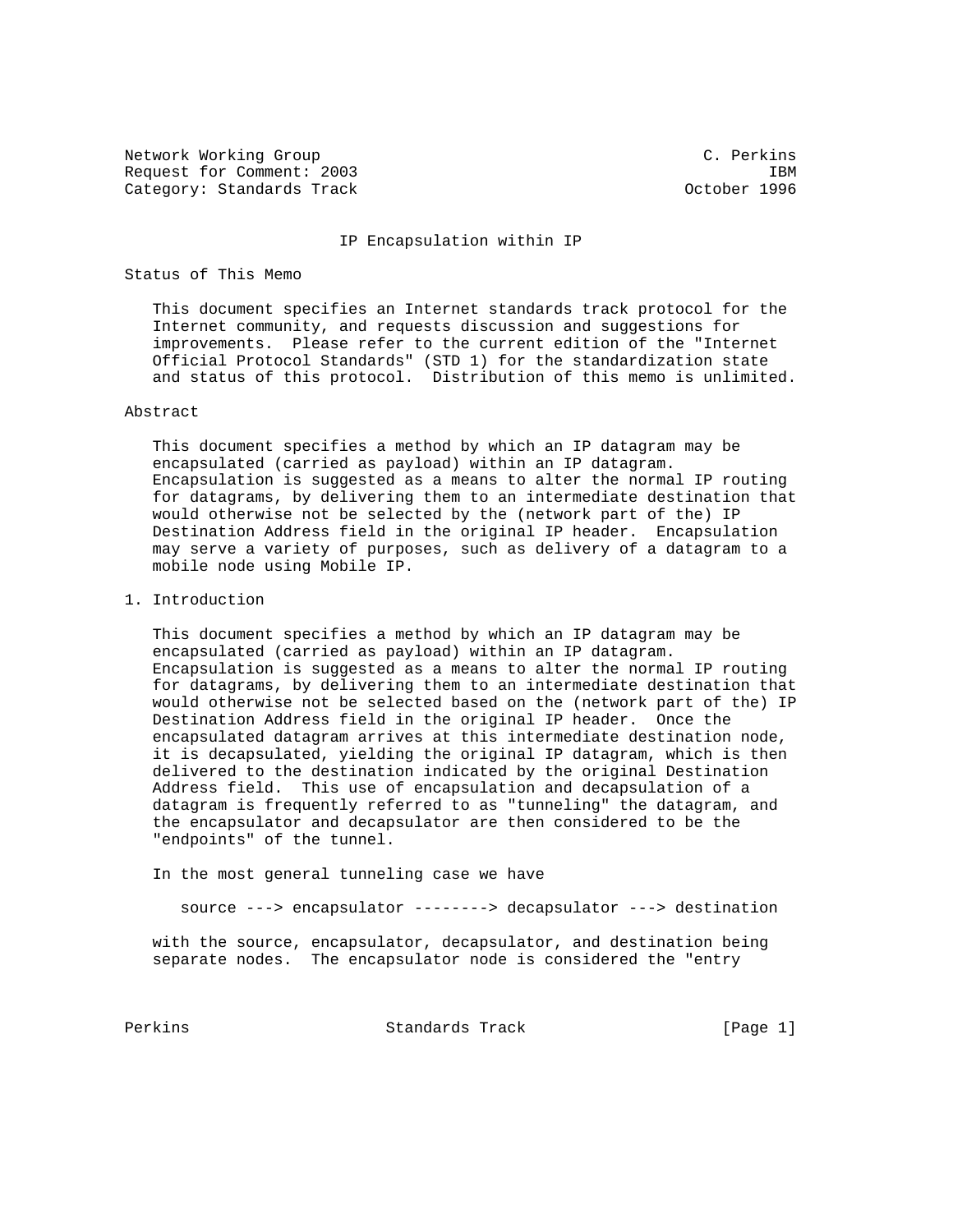Network Working Group C. Perkins
Request for Comment: 2003 IBM
Category: Standards Track October 1996

# IP Encapsulation within IP

## Status of This Memo

This document specifies an Internet standards track protocol for the Internet community, and requests discussion and suggestions for improvements. Please refer to the current edition of the "Internet Official Protocol Standards" (STD 1) for the standardization state and status of this protocol. Distribution of this memo is unlimited.

## Abstract

This document specifies a method by which an IP datagram may be encapsulated (carried as payload) within an IP datagram. Encapsulation is suggested as a means to alter the normal IP routing for datagrams, by delivering them to an intermediate destination that would otherwise not be selected by the (network part of the) IP Destination Address field in the original IP header. Encapsulation may serve a variety of purposes, such as delivery of a datagram to a mobile node using Mobile IP.

## 1. Introduction

This document specifies a method by which an IP datagram may be encapsulated (carried as payload) within an IP datagram. Encapsulation is suggested as a means to alter the normal IP routing for datagrams, by delivering them to an intermediate destination that would otherwise not be selected based on the (network part of the) IP Destination Address field in the original IP header. Once the encapsulated datagram arrives at this intermediate destination node, it is decapsulated, yielding the original IP datagram, which is then delivered to the destination indicated by the original Destination Address field. This use of encapsulation and decapsulation of a datagram is frequently referred to as "tunneling" the datagram, and the encapsulator and decapsulator are then considered to be the "endpoints" of the tunnel.

In the most general tunneling case we have

```
source ---> encapsulator --------> decapsulator ---> destination
```

with the source, encapsulator, decapsulator, and destination being separate nodes. The encapsulator node is considered the "entry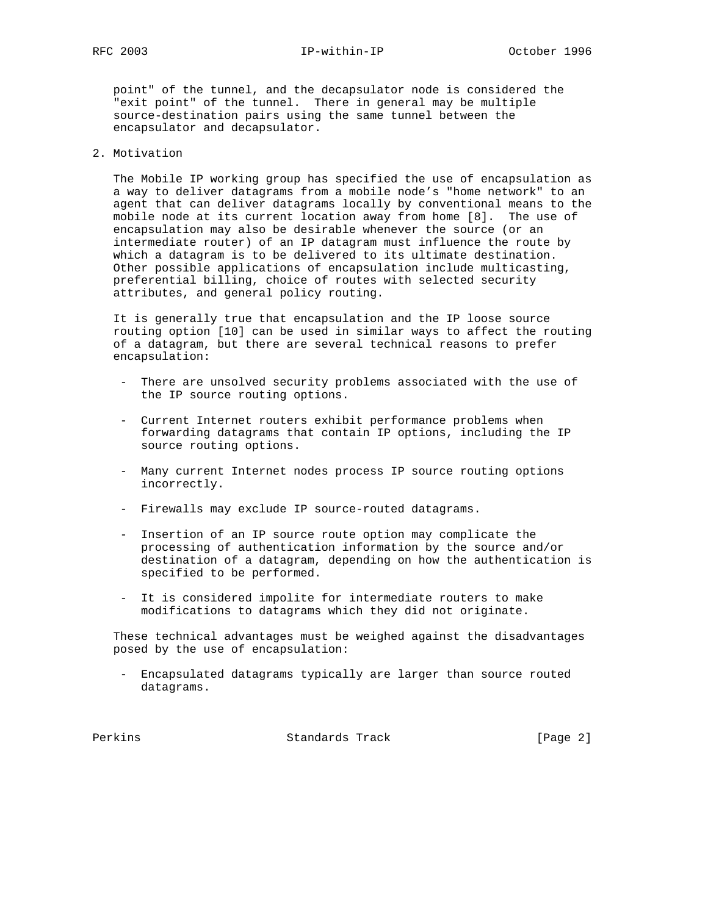point" of the tunnel, and the decapsulator node is considered the "exit point" of the tunnel. There in general may be multiple source-destination pairs using the same tunnel between the encapsulator and decapsulator.

## 2. Motivation

The Mobile IP working group has specified the use of encapsulation as a way to deliver datagrams from a mobile node's "home network" to an agent that can deliver datagrams locally by conventional means to the mobile node at its current location away from home [8]. The use of encapsulation may also be desirable whenever the source (or an intermediate router) of an IP datagram must influence the route by which a datagram is to be delivered to its ultimate destination. Other possible applications of encapsulation include multicasting, preferential billing, choice of routes with selected security attributes, and general policy routing.

It is generally true that encapsulation and the IP loose source routing option [10] can be used in similar ways to affect the routing of a datagram, but there are several technical reasons to prefer encapsulation:

- There are unsolved security problems associated with the use of the IP source routing options.
- Current Internet routers exhibit performance problems when forwarding datagrams that contain IP options, including the IP source routing options.
- Many current Internet nodes process IP source routing options incorrectly.
- Firewalls may exclude IP source-routed datagrams.
- Insertion of an IP source route option may complicate the processing of authentication information by the source and/or destination of a datagram, depending on how the authentication is specified to be performed.
- It is considered impolite for intermediate routers to make modifications to datagrams which they did not originate.

These technical advantages must be weighed against the disadvantages posed by the use of encapsulation:

- Encapsulated datagrams typically are larger than source routed datagrams.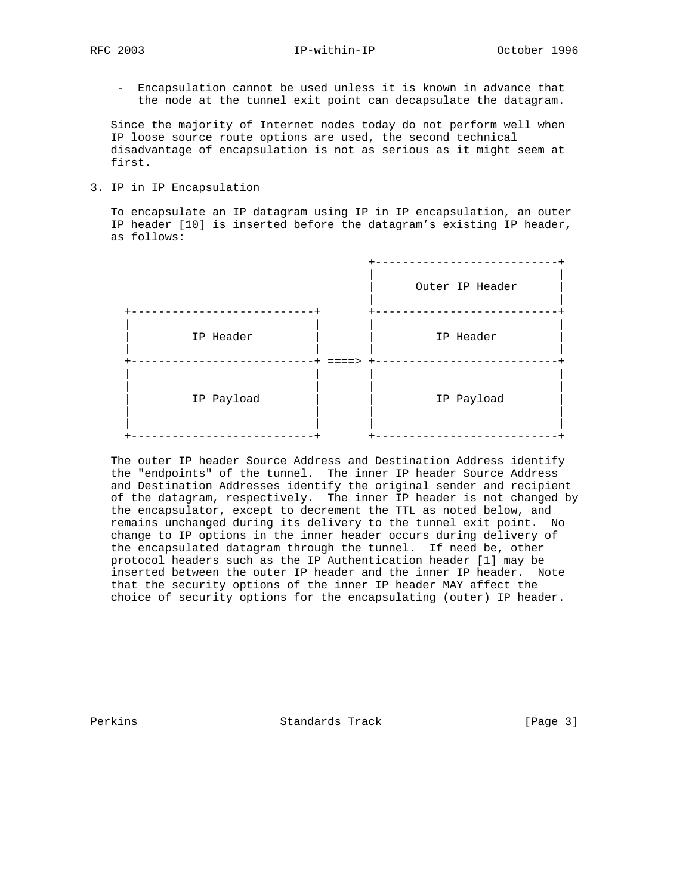- Encapsulation cannot be used unless it is known in advance that the node at the tunnel exit point can decapsulate the datagram.

Since the majority of Internet nodes today do not perform well when IP loose source route options are used, the second technical disadvantage of encapsulation is not as serious as it might seem at first.

## 3. IP in IP Encapsulation

To encapsulate an IP datagram using IP in IP encapsulation, an outer IP header [10] is inserted before the datagram’s existing IP header, as follows:

```
                                      +---------------------------+
                                      |                           |
                                      |      Outer IP Header      |
                                      |                           |
  +---------------------------+       +---------------------------+
  |                           |       |                           |
  |         IP Header         |       |         IP Header         |
  |                           |       |                           |
  +---------------------------+ ====> +---------------------------+
  |                           |       |                           |
  |                           |       |                           |
  |         IP Payload        |       |         IP Payload        |
  |                           |       |                           |
  |                           |       |                           |
  +---------------------------+       +---------------------------+
```

The outer IP header Source Address and Destination Address identify the "endpoints" of the tunnel. The inner IP header Source Address and Destination Addresses identify the original sender and recipient of the datagram, respectively. The inner IP header is not changed by the encapsulator, except to decrement the TTL as noted below, and remains unchanged during its delivery to the tunnel exit point. No change to IP options in the inner header occurs during delivery of the encapsulated datagram through the tunnel. If need be, other protocol headers such as the IP Authentication header [1] may be inserted between the outer IP header and the inner IP header. Note that the security options of the inner IP header MAY affect the choice of security options for the encapsulating (outer) IP header.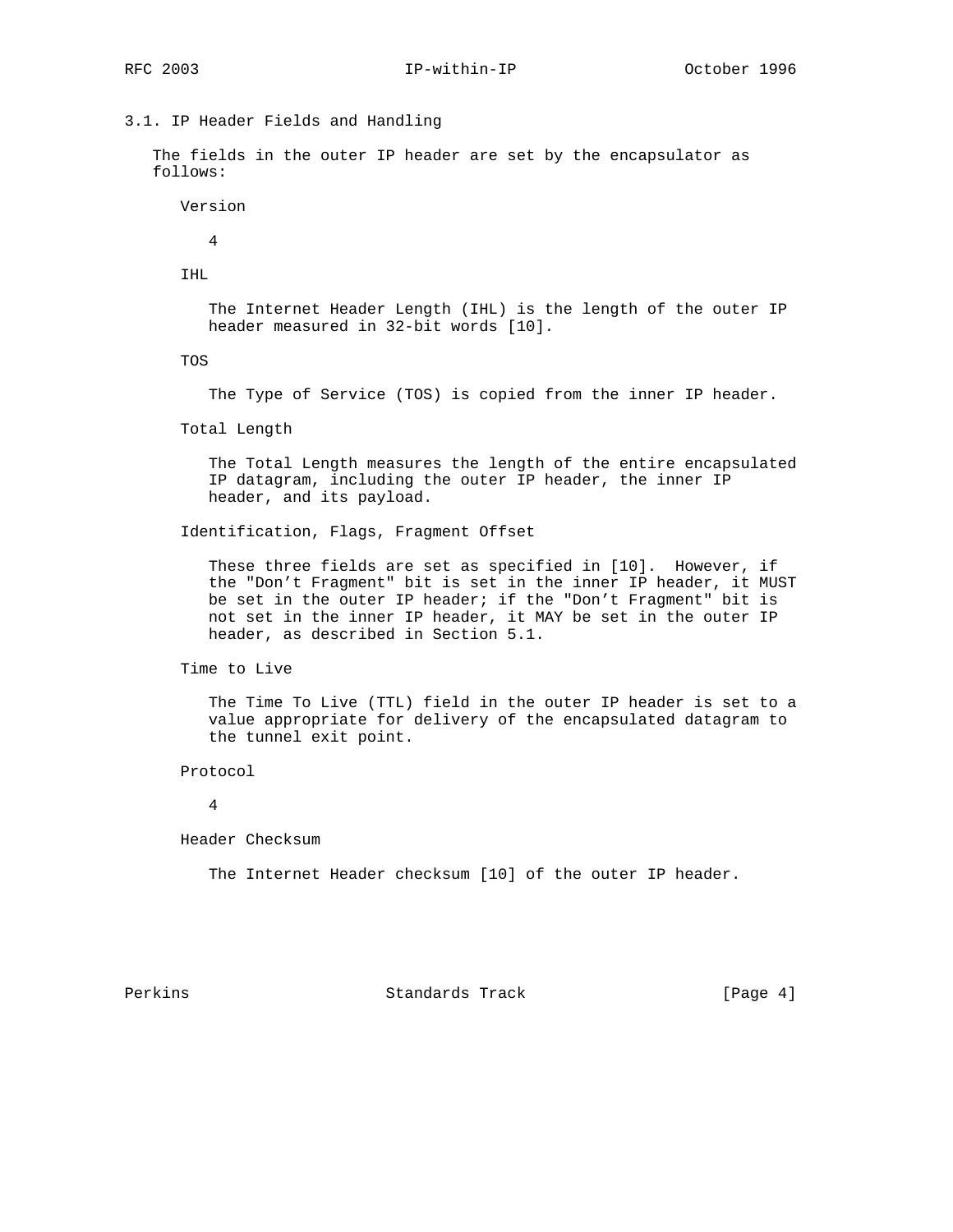### 3.1. IP Header Fields and Handling

The fields in the outer IP header are set by the encapsulator as follows:

**Version**

4

**IHL**

The Internet Header Length (IHL) is the length of the outer IP header measured in 32-bit words [10].

**TOS**

The Type of Service (TOS) is copied from the inner IP header.

**Total Length**

The Total Length measures the length of the entire encapsulated IP datagram, including the outer IP header, the inner IP header, and its payload.

**Identification, Flags, Fragment Offset**

These three fields are set as specified in [10]. However, if the "Don't Fragment" bit is set in the inner IP header, it MUST be set in the outer IP header; if the "Don't Fragment" bit is not set in the inner IP header, it MAY be set in the outer IP header, as described in Section 5.1.

**Time to Live**

The Time To Live (TTL) field in the outer IP header is set to a value appropriate for delivery of the encapsulated datagram to the tunnel exit point.

**Protocol**

4

**Header Checksum**

The Internet Header checksum [10] of the outer IP header.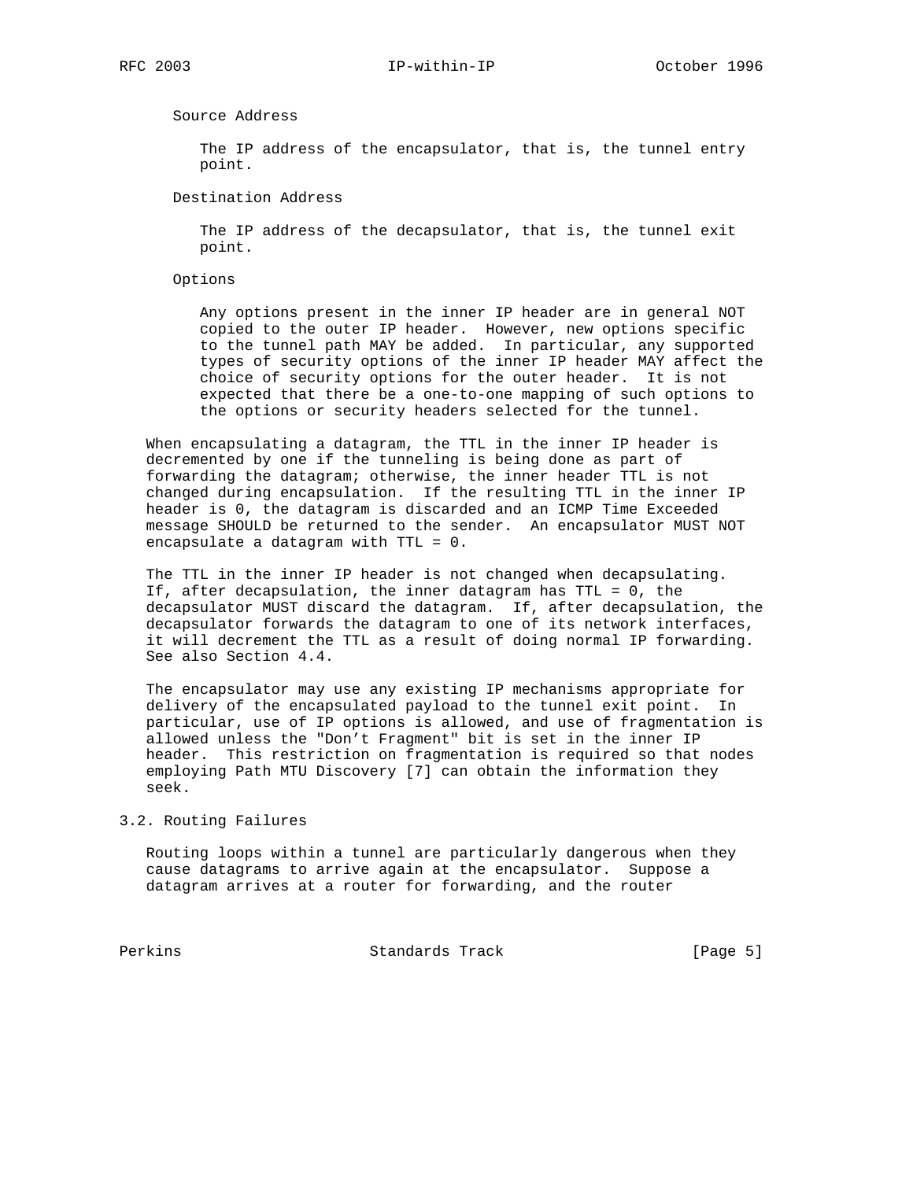Source Address

The IP address of the encapsulator, that is, the tunnel entry point.

Destination Address

The IP address of the decapsulator, that is, the tunnel exit point.

Options

Any options present in the inner IP header are in general NOT copied to the outer IP header. However, new options specific to the tunnel path MAY be added. In particular, any supported types of security options of the inner IP header MAY affect the choice of security options for the outer header. It is not expected that there be a one-to-one mapping of such options to the options or security headers selected for the tunnel.

When encapsulating a datagram, the TTL in the inner IP header is decremented by one if the tunneling is being done as part of forwarding the datagram; otherwise, the inner header TTL is not changed during encapsulation. If the resulting TTL in the inner IP header is 0, the datagram is discarded and an ICMP Time Exceeded message SHOULD be returned to the sender. An encapsulator MUST NOT encapsulate a datagram with TTL = 0.

The TTL in the inner IP header is not changed when decapsulating. If, after decapsulation, the inner datagram has TTL = 0, the decapsulator MUST discard the datagram. If, after decapsulation, the decapsulator forwards the datagram to one of its network interfaces, it will decrement the TTL as a result of doing normal IP forwarding. See also Section 4.4.

The encapsulator may use any existing IP mechanisms appropriate for delivery of the encapsulated payload to the tunnel exit point. In particular, use of IP options is allowed, and use of fragmentation is allowed unless the "Don't Fragment" bit is set in the inner IP header. This restriction on fragmentation is required so that nodes employing Path MTU Discovery [7] can obtain the information they seek.

## 3.2. Routing Failures

Routing loops within a tunnel are particularly dangerous when they cause datagrams to arrive again at the encapsulator. Suppose a datagram arrives at a router for forwarding, and the router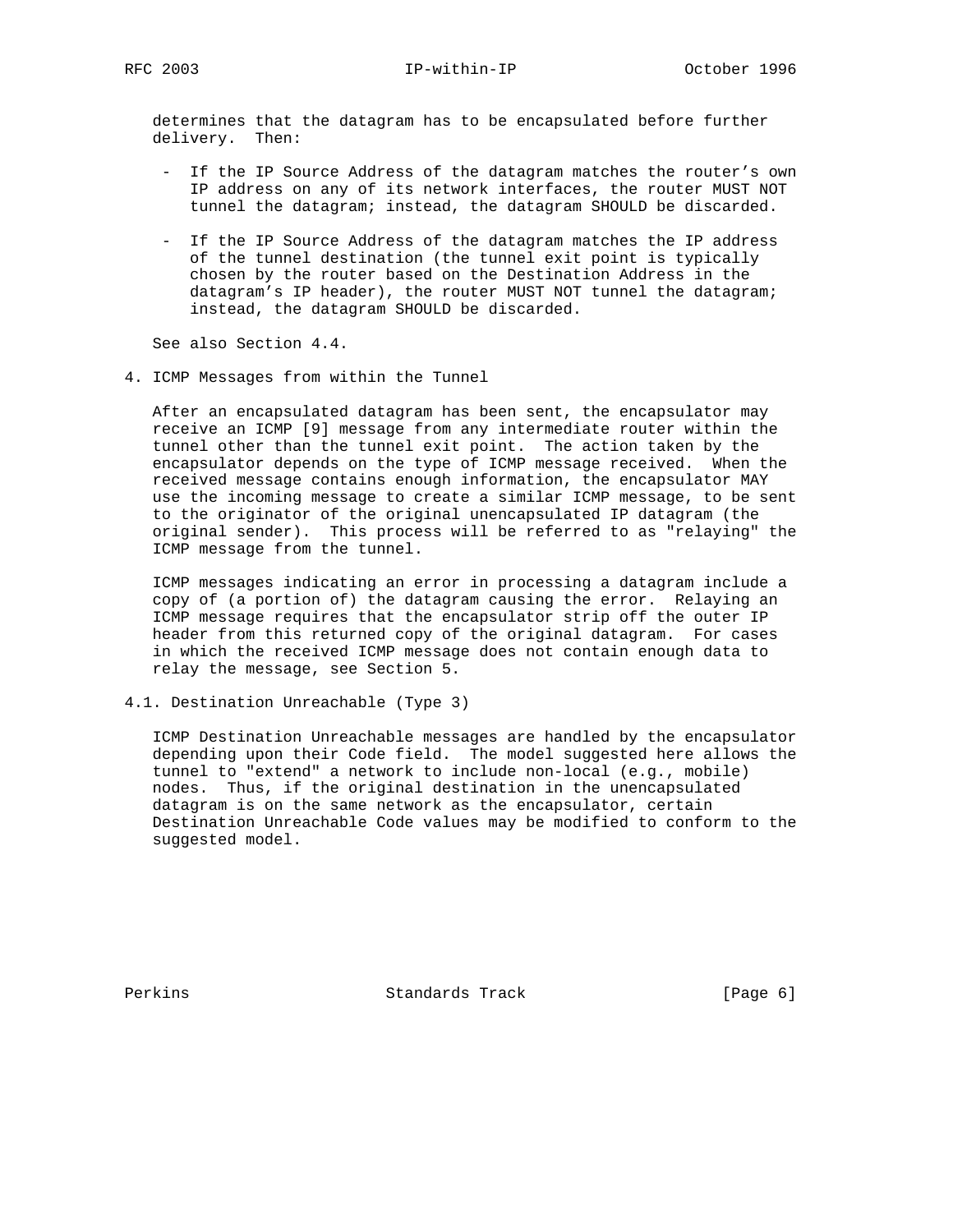determines that the datagram has to be encapsulated before further delivery. Then:

- If the IP Source Address of the datagram matches the router's own IP address on any of its network interfaces, the router MUST NOT tunnel the datagram; instead, the datagram SHOULD be discarded.

- If the IP Source Address of the datagram matches the IP address of the tunnel destination (the tunnel exit point is typically chosen by the router based on the Destination Address in the datagram's IP header), the router MUST NOT tunnel the datagram; instead, the datagram SHOULD be discarded.

See also Section 4.4.

# 4. ICMP Messages from within the Tunnel

After an encapsulated datagram has been sent, the encapsulator may receive an ICMP [9] message from any intermediate router within the tunnel other than the tunnel exit point. The action taken by the encapsulator depends on the type of ICMP message received. When the received message contains enough information, the encapsulator MAY use the incoming message to create a similar ICMP message, to be sent to the originator of the original unencapsulated IP datagram (the original sender). This process will be referred to as "relaying" the ICMP message from the tunnel.

ICMP messages indicating an error in processing a datagram include a copy of (a portion of) the datagram causing the error. Relaying an ICMP message requires that the encapsulator strip off the outer IP header from this returned copy of the original datagram. For cases in which the received ICMP message does not contain enough data to relay the message, see Section 5.

## 4.1. Destination Unreachable (Type 3)

ICMP Destination Unreachable messages are handled by the encapsulator depending upon their Code field. The model suggested here allows the tunnel to "extend" a network to include non-local (e.g., mobile) nodes. Thus, if the original destination in the unencapsulated datagram is on the same network as the encapsulator, certain Destination Unreachable Code values may be modified to conform to the suggested model.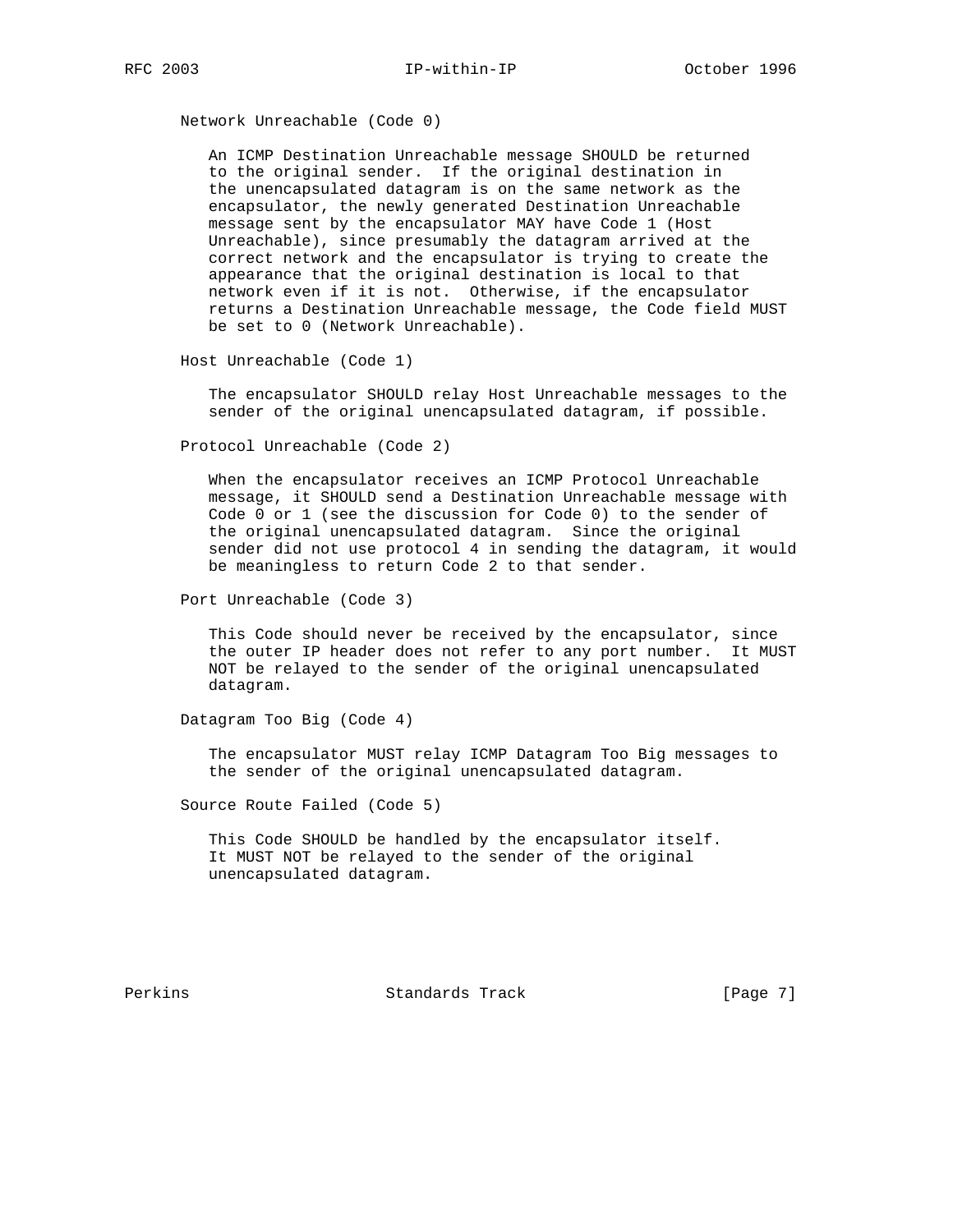Network Unreachable (Code 0)

An ICMP Destination Unreachable message SHOULD be returned to the original sender. If the original destination in the unencapsulated datagram is on the same network as the encapsulator, the newly generated Destination Unreachable message sent by the encapsulator MAY have Code 1 (Host Unreachable), since presumably the datagram arrived at the correct network and the encapsulator is trying to create the appearance that the original destination is local to that network even if it is not. Otherwise, if the encapsulator returns a Destination Unreachable message, the Code field MUST be set to 0 (Network Unreachable).

Host Unreachable (Code 1)

The encapsulator SHOULD relay Host Unreachable messages to the sender of the original unencapsulated datagram, if possible.

Protocol Unreachable (Code 2)

When the encapsulator receives an ICMP Protocol Unreachable message, it SHOULD send a Destination Unreachable message with Code 0 or 1 (see the discussion for Code 0) to the sender of the original unencapsulated datagram. Since the original sender did not use protocol 4 in sending the datagram, it would be meaningless to return Code 2 to that sender.

Port Unreachable (Code 3)

This Code should never be received by the encapsulator, since the outer IP header does not refer to any port number. It MUST NOT be relayed to the sender of the original unencapsulated datagram.

Datagram Too Big (Code 4)

The encapsulator MUST relay ICMP Datagram Too Big messages to the sender of the original unencapsulated datagram.

Source Route Failed (Code 5)

This Code SHOULD be handled by the encapsulator itself. It MUST NOT be relayed to the sender of the original unencapsulated datagram.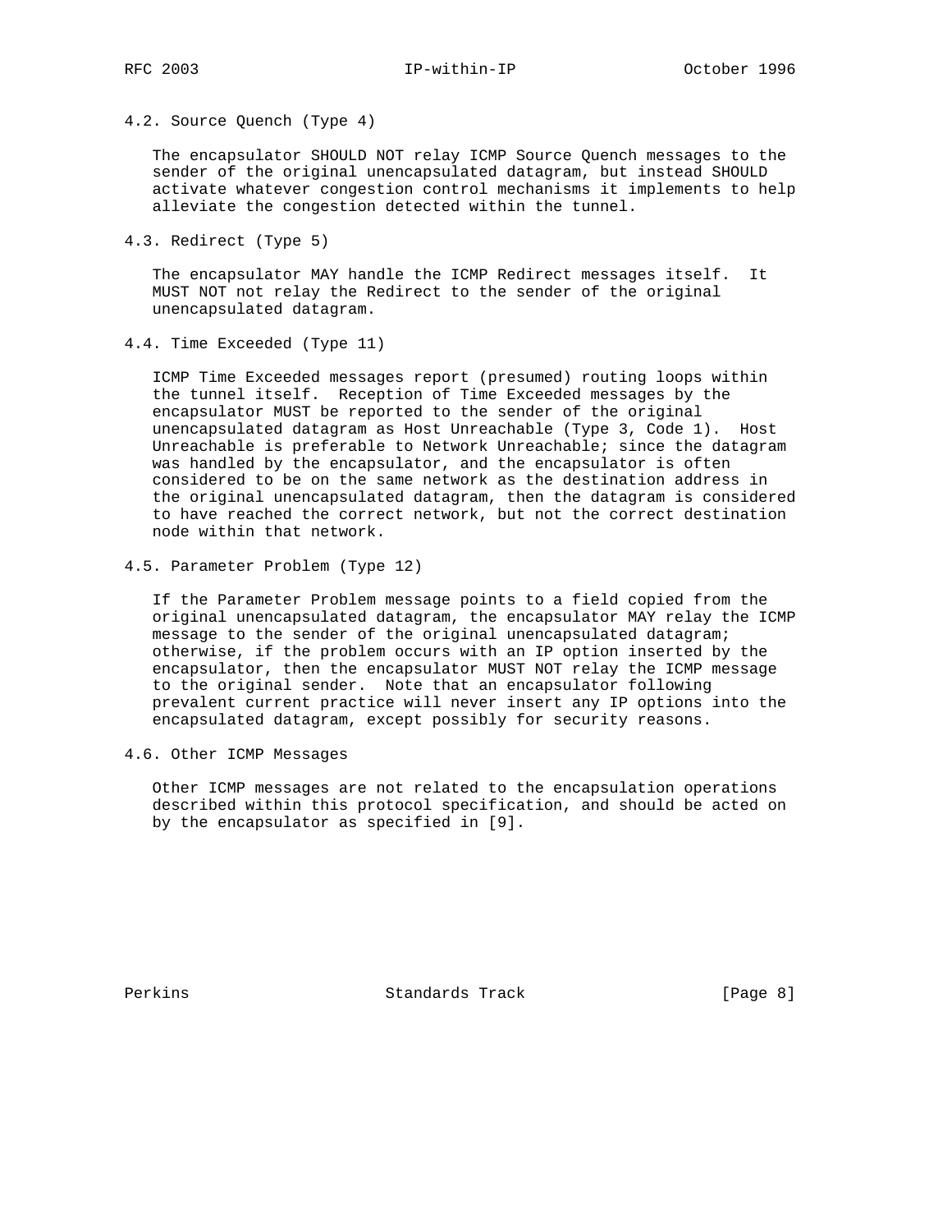### 4.2. Source Quench (Type 4)

The encapsulator SHOULD NOT relay ICMP Source Quench messages to the sender of the original unencapsulated datagram, but instead SHOULD activate whatever congestion control mechanisms it implements to help alleviate the congestion detected within the tunnel.

### 4.3. Redirect (Type 5)

The encapsulator MAY handle the ICMP Redirect messages itself. It MUST NOT not relay the Redirect to the sender of the original unencapsulated datagram.

### 4.4. Time Exceeded (Type 11)

ICMP Time Exceeded messages report (presumed) routing loops within the tunnel itself. Reception of Time Exceeded messages by the encapsulator MUST be reported to the sender of the original unencapsulated datagram as Host Unreachable (Type 3, Code 1). Host Unreachable is preferable to Network Unreachable; since the datagram was handled by the encapsulator, and the encapsulator is often considered to be on the same network as the destination address in the original unencapsulated datagram, then the datagram is considered to have reached the correct network, but not the correct destination node within that network.

### 4.5. Parameter Problem (Type 12)

If the Parameter Problem message points to a field copied from the original unencapsulated datagram, the encapsulator MAY relay the ICMP message to the sender of the original unencapsulated datagram; otherwise, if the problem occurs with an IP option inserted by the encapsulator, then the encapsulator MUST NOT relay the ICMP message to the original sender. Note that an encapsulator following prevalent current practice will never insert any IP options into the encapsulated datagram, except possibly for security reasons.

### 4.6. Other ICMP Messages

Other ICMP messages are not related to the encapsulation operations described within this protocol specification, and should be acted on by the encapsulator as specified in [9].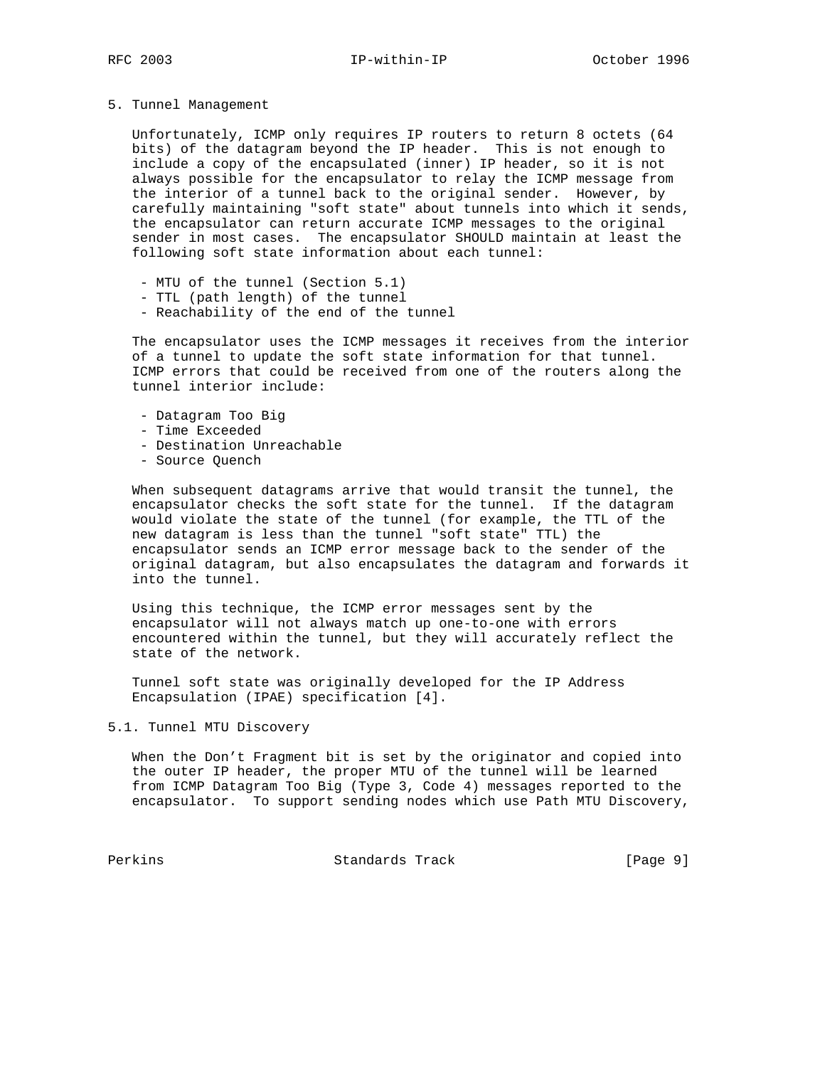## 5. Tunnel Management

Unfortunately, ICMP only requires IP routers to return 8 octets (64 bits) of the datagram beyond the IP header. This is not enough to include a copy of the encapsulated (inner) IP header, so it is not always possible for the encapsulator to relay the ICMP message from the interior of a tunnel back to the original sender. However, by carefully maintaining "soft state" about tunnels into which it sends, the encapsulator can return accurate ICMP messages to the original sender in most cases. The encapsulator SHOULD maintain at least the following soft state information about each tunnel:

- MTU of the tunnel (Section 5.1)
- TTL (path length) of the tunnel
- Reachability of the end of the tunnel

The encapsulator uses the ICMP messages it receives from the interior of a tunnel to update the soft state information for that tunnel. ICMP errors that could be received from one of the routers along the tunnel interior include:

- Datagram Too Big
- Time Exceeded
- Destination Unreachable
- Source Quench

When subsequent datagrams arrive that would transit the tunnel, the encapsulator checks the soft state for the tunnel. If the datagram would violate the state of the tunnel (for example, the TTL of the new datagram is less than the tunnel "soft state" TTL) the encapsulator sends an ICMP error message back to the sender of the original datagram, but also encapsulates the datagram and forwards it into the tunnel.

Using this technique, the ICMP error messages sent by the encapsulator will not always match up one-to-one with errors encountered within the tunnel, but they will accurately reflect the state of the network.

Tunnel soft state was originally developed for the IP Address Encapsulation (IPAE) specification [4].

### 5.1. Tunnel MTU Discovery

When the Don't Fragment bit is set by the originator and copied into the outer IP header, the proper MTU of the tunnel will be learned from ICMP Datagram Too Big (Type 3, Code 4) messages reported to the encapsulator. To support sending nodes which use Path MTU Discovery,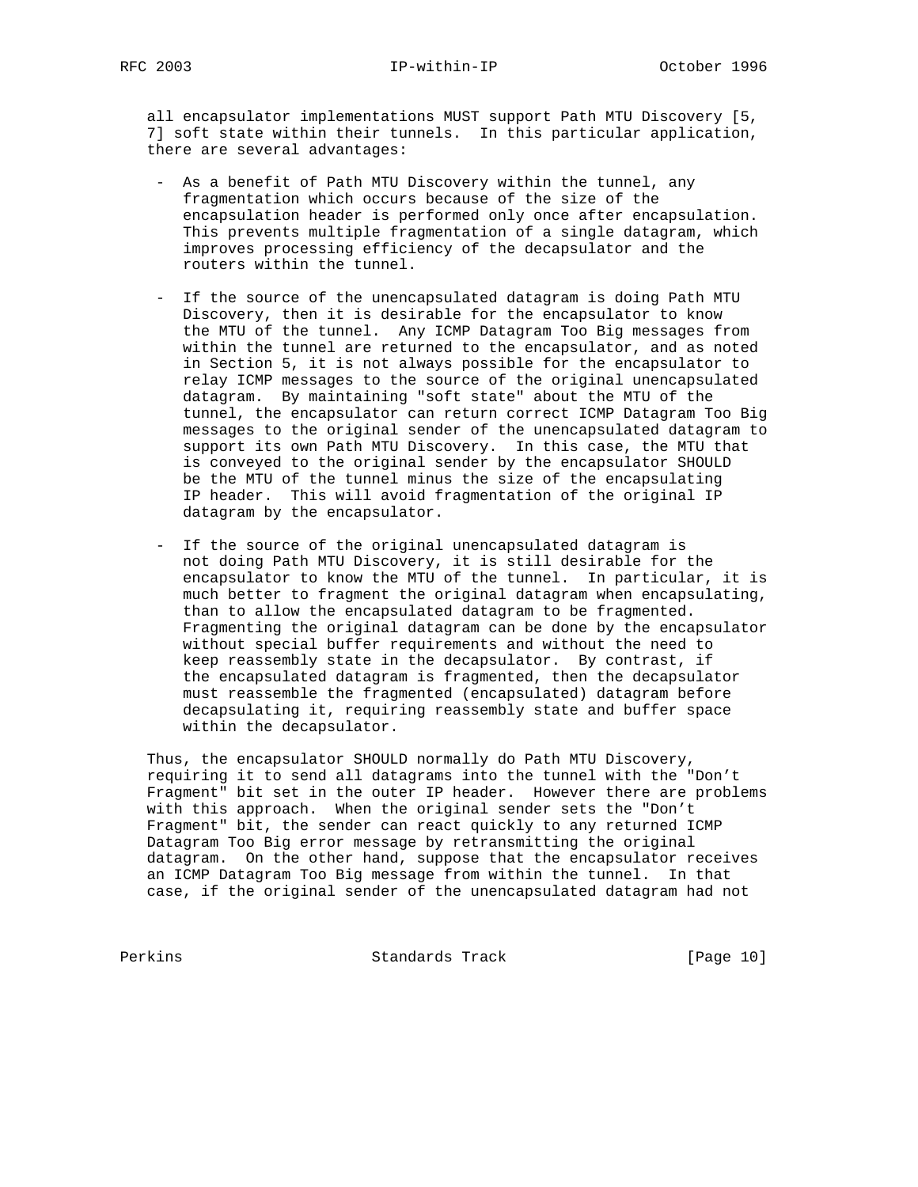all encapsulator implementations MUST support Path MTU Discovery [5, 7] soft state within their tunnels. In this particular application, there are several advantages:

- As a benefit of Path MTU Discovery within the tunnel, any fragmentation which occurs because of the size of the encapsulation header is performed only once after encapsulation. This prevents multiple fragmentation of a single datagram, which improves processing efficiency of the decapsulator and the routers within the tunnel.

- If the source of the unencapsulated datagram is doing Path MTU Discovery, then it is desirable for the encapsulator to know the MTU of the tunnel. Any ICMP Datagram Too Big messages from within the tunnel are returned to the encapsulator, and as noted in Section 5, it is not always possible for the encapsulator to relay ICMP messages to the source of the original unencapsulated datagram. By maintaining "soft state" about the MTU of the tunnel, the encapsulator can return correct ICMP Datagram Too Big messages to the original sender of the unencapsulated datagram to support its own Path MTU Discovery. In this case, the MTU that is conveyed to the original sender by the encapsulator SHOULD be the MTU of the tunnel minus the size of the encapsulating IP header. This will avoid fragmentation of the original IP datagram by the encapsulator.

- If the source of the original unencapsulated datagram is not doing Path MTU Discovery, it is still desirable for the encapsulator to know the MTU of the tunnel. In particular, it is much better to fragment the original datagram when encapsulating, than to allow the encapsulated datagram to be fragmented. Fragmenting the original datagram can be done by the encapsulator without special buffer requirements and without the need to keep reassembly state in the decapsulator. By contrast, if the encapsulated datagram is fragmented, then the decapsulator must reassemble the fragmented (encapsulated) datagram before decapsulating it, requiring reassembly state and buffer space within the decapsulator.

Thus, the encapsulator SHOULD normally do Path MTU Discovery, requiring it to send all datagrams into the tunnel with the "Don't Fragment" bit set in the outer IP header. However there are problems with this approach. When the original sender sets the "Don't Fragment" bit, the sender can react quickly to any returned ICMP Datagram Too Big error message by retransmitting the original datagram. On the other hand, suppose that the encapsulator receives an ICMP Datagram Too Big message from within the tunnel. In that case, if the original sender of the unencapsulated datagram had not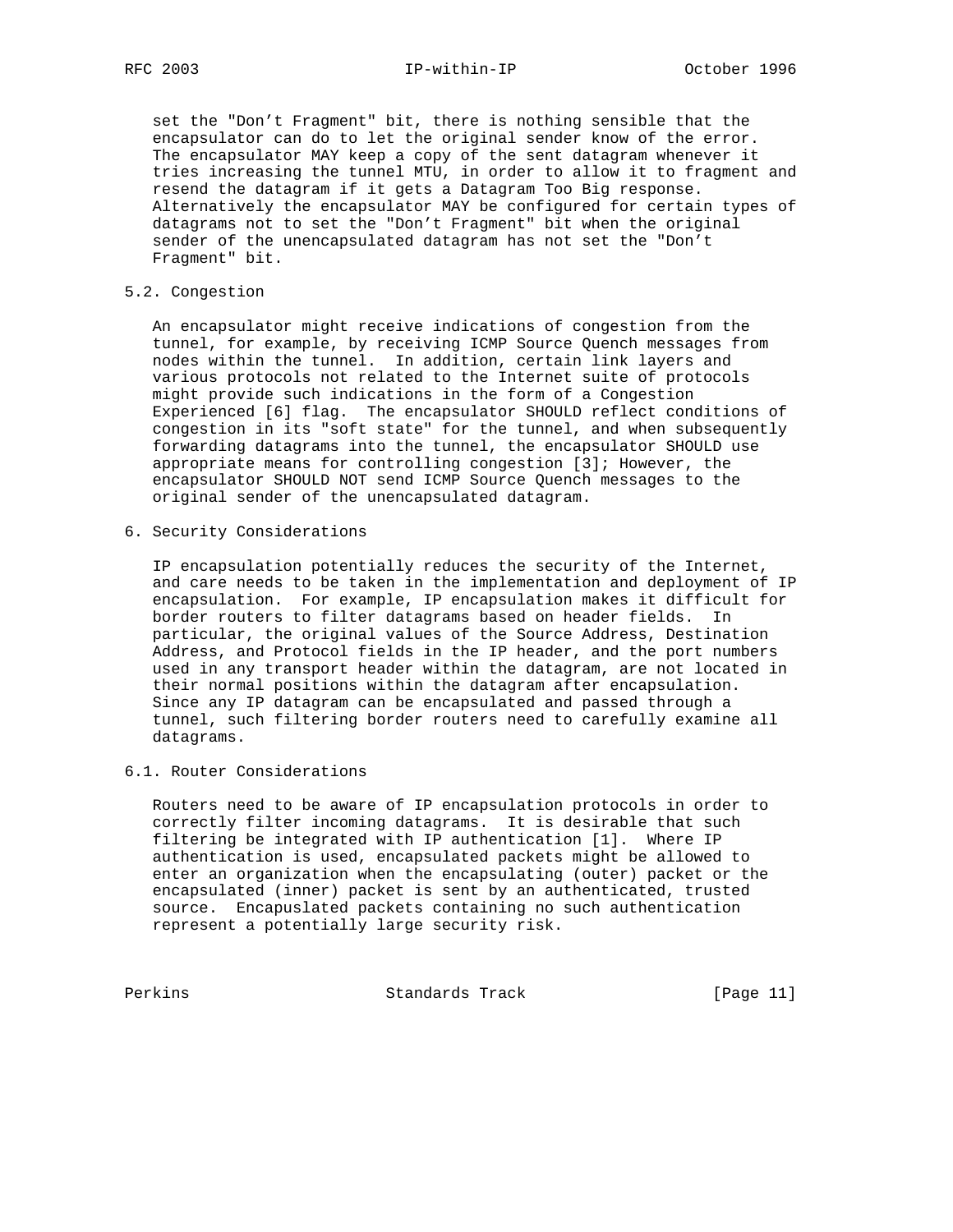set the "Don't Fragment" bit, there is nothing sensible that the encapsulator can do to let the original sender know of the error. The encapsulator MAY keep a copy of the sent datagram whenever it tries increasing the tunnel MTU, in order to allow it to fragment and resend the datagram if it gets a Datagram Too Big response. Alternatively the encapsulator MAY be configured for certain types of datagrams not to set the "Don't Fragment" bit when the original sender of the unencapsulated datagram has not set the "Don't Fragment" bit.

### 5.2. Congestion

An encapsulator might receive indications of congestion from the tunnel, for example, by receiving ICMP Source Quench messages from nodes within the tunnel. In addition, certain link layers and various protocols not related to the Internet suite of protocols might provide such indications in the form of a Congestion Experienced [6] flag. The encapsulator SHOULD reflect conditions of congestion in its "soft state" for the tunnel, and when subsequently forwarding datagrams into the tunnel, the encapsulator SHOULD use appropriate means for controlling congestion [3]; However, the encapsulator SHOULD NOT send ICMP Source Quench messages to the original sender of the unencapsulated datagram.

## 6. Security Considerations

IP encapsulation potentially reduces the security of the Internet, and care needs to be taken in the implementation and deployment of IP encapsulation. For example, IP encapsulation makes it difficult for border routers to filter datagrams based on header fields. In particular, the original values of the Source Address, Destination Address, and Protocol fields in the IP header, and the port numbers used in any transport header within the datagram, are not located in their normal positions within the datagram after encapsulation. Since any IP datagram can be encapsulated and passed through a tunnel, such filtering border routers need to carefully examine all datagrams.

### 6.1. Router Considerations

Routers need to be aware of IP encapsulation protocols in order to correctly filter incoming datagrams. It is desirable that such filtering be integrated with IP authentication [1]. Where IP authentication is used, encapsulated packets might be allowed to enter an organization when the encapsulating (outer) packet or the encapsulated (inner) packet is sent by an authenticated, trusted source. Encapuslated packets containing no such authentication represent a potentially large security risk.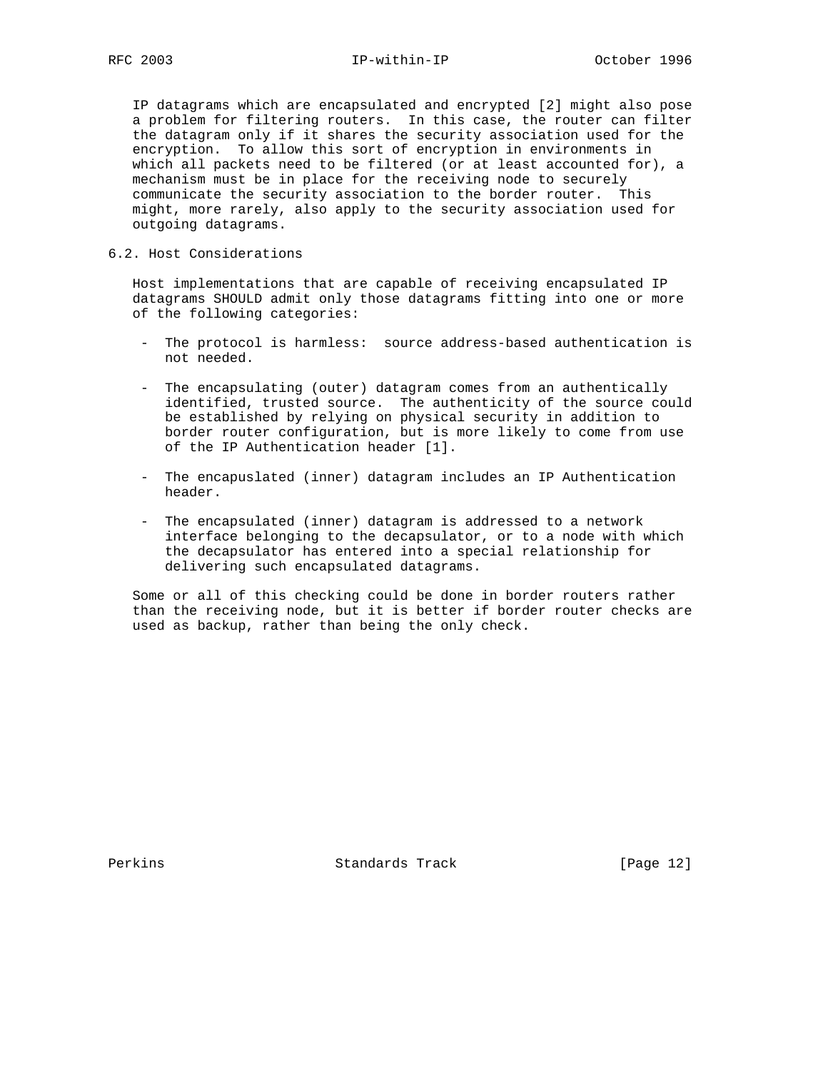IP datagrams which are encapsulated and encrypted [2] might also pose a problem for filtering routers. In this case, the router can filter the datagram only if it shares the security association used for the encryption. To allow this sort of encryption in environments in which all packets need to be filtered (or at least accounted for), a mechanism must be in place for the receiving node to securely communicate the security association to the border router. This might, more rarely, also apply to the security association used for outgoing datagrams.

## 6.2. Host Considerations

Host implementations that are capable of receiving encapsulated IP datagrams SHOULD admit only those datagrams fitting into one or more of the following categories:

- The protocol is harmless: source address-based authentication is not needed.

- The encapsulating (outer) datagram comes from an authentically identified, trusted source. The authenticity of the source could be established by relying on physical security in addition to border router configuration, but is more likely to come from use of the IP Authentication header [1].

- The encapuslated (inner) datagram includes an IP Authentication header.

- The encapsulated (inner) datagram is addressed to a network interface belonging to the decapsulator, or to a node with which the decapsulator has entered into a special relationship for delivering such encapsulated datagrams.

Some or all of this checking could be done in border routers rather than the receiving node, but it is better if border router checks are used as backup, rather than being the only check.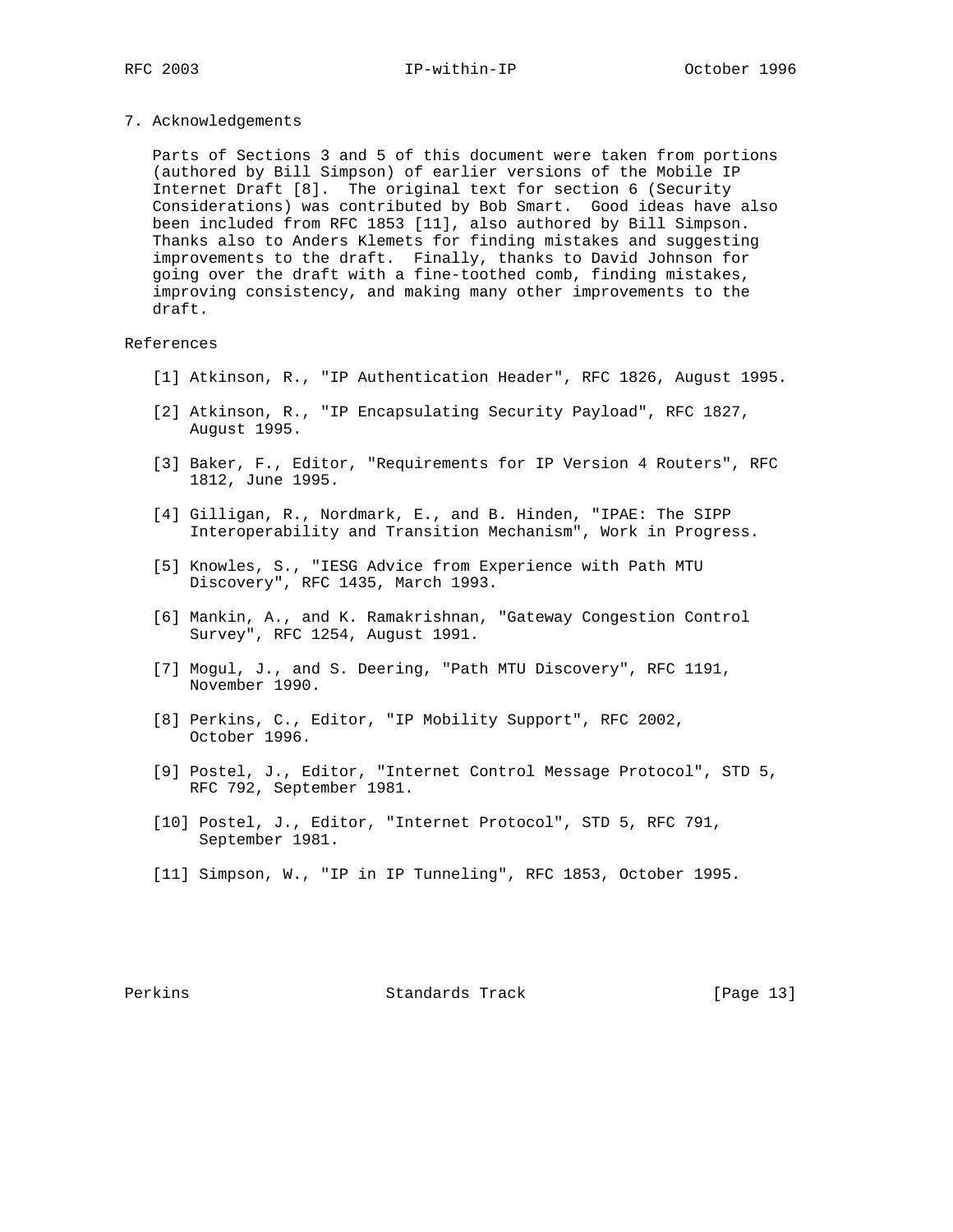## 7. Acknowledgements

Parts of Sections 3 and 5 of this document were taken from portions (authored by Bill Simpson) of earlier versions of the Mobile IP Internet Draft [8]. The original text for section 6 (Security Considerations) was contributed by Bob Smart. Good ideas have also been included from RFC 1853 [11], also authored by Bill Simpson. Thanks also to Anders Klemets for finding mistakes and suggesting improvements to the draft. Finally, thanks to David Johnson for going over the draft with a fine-toothed comb, finding mistakes, improving consistency, and making many other improvements to the draft.

## References

[1] Atkinson, R., "IP Authentication Header", RFC 1826, August 1995.

[2] Atkinson, R., "IP Encapsulating Security Payload", RFC 1827, August 1995.

[3] Baker, F., Editor, "Requirements for IP Version 4 Routers", RFC 1812, June 1995.

[4] Gilligan, R., Nordmark, E., and B. Hinden, "IPAE: The SIPP Interoperability and Transition Mechanism", Work in Progress.

[5] Knowles, S., "IESG Advice from Experience with Path MTU Discovery", RFC 1435, March 1993.

[6] Mankin, A., and K. Ramakrishnan, "Gateway Congestion Control Survey", RFC 1254, August 1991.

[7] Mogul, J., and S. Deering, "Path MTU Discovery", RFC 1191, November 1990.

[8] Perkins, C., Editor, "IP Mobility Support", RFC 2002, October 1996.

[9] Postel, J., Editor, "Internet Control Message Protocol", STD 5, RFC 792, September 1981.

[10] Postel, J., Editor, "Internet Protocol", STD 5, RFC 791, September 1981.

[11] Simpson, W., "IP in IP Tunneling", RFC 1853, October 1995.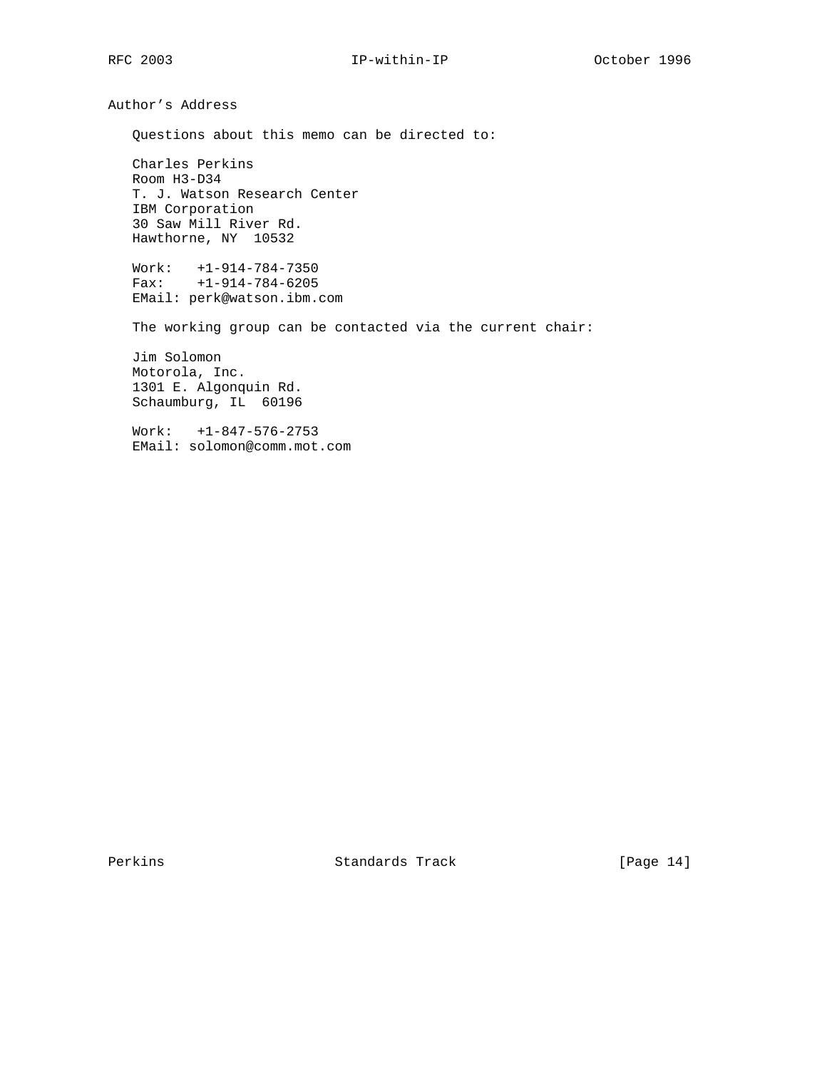## Author's Address

Questions about this memo can be directed to:

Charles Perkins
Room H3-D34
T. J. Watson Research Center
IBM Corporation
30 Saw Mill River Rd.
Hawthorne, NY  10532

Work:   +1-914-784-7350
Fax:    +1-914-784-6205
EMail: perk@watson.ibm.com

The working group can be contacted via the current chair:

Jim Solomon
Motorola, Inc.
1301 E. Algonquin Rd.
Schaumburg, IL  60196

Work:   +1-847-576-2753
EMail: solomon@comm.mot.com